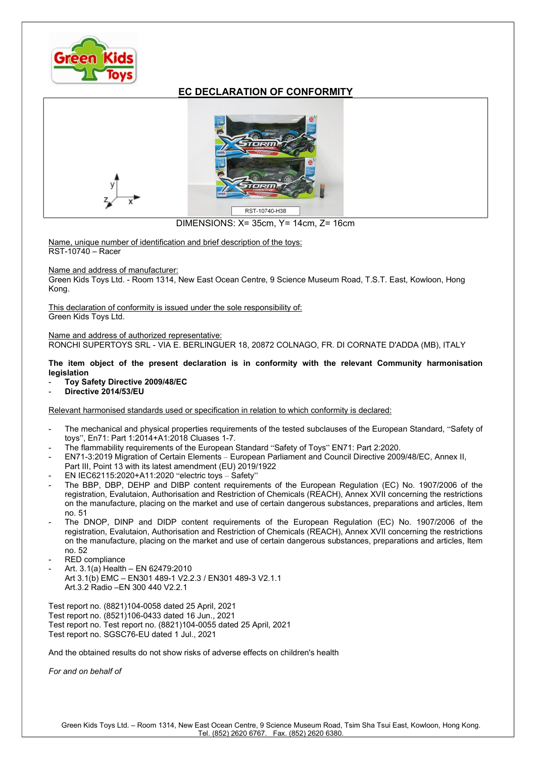# EC DECLARATION OF CONFORMITY

DIMENSIONS: X= 35cm, Y= 14cm, Z= 16cm

Name, unique number of identification and brief description of the toys:
RST-10740 – Racer

Name and address of manufacturer:
Green Kids Toys Ltd. - Room 1314, New East Ocean Centre, 9 Science Museum Road, T.S.T. East, Kowloon, Hong Kong.

This declaration of conformity is issued under the sole responsibility of:
Green Kids Toys Ltd.

Name and address of authorized representative:
RONCHI SUPERTOYS SRL - VIA E. BERLINGUER 18, 20872 COLNAGO, FR. DI CORNATE D'ADDA (MB), ITALY

**The item object of the present declaration is in conformity with the relevant Community harmonisation legislation**

- **Toy Safety Directive 2009/48/EC**
- **Directive 2014/53/EU**

Relevant harmonised standards used or specification in relation to which conformity is declared:

- The mechanical and physical properties requirements of the tested subclauses of the European Standard, "Safety of toys", En71: Part 1:2014+A1:2018 Cluases 1-7.
- The flammability requirements of the European Standard "Safety of Toys" EN71: Part 2:2020.
- EN71-3:2019 Migration of Certain Elements – European Parliament and Council Directive 2009/48/EC, Annex II, Part III, Point 13 with its latest amendment (EU) 2019/1922
- EN IEC62115:2020+A11:2020 "electric toys – Safety"
- The BBP, DBP, DEHP and DIBP content requirements of the European Regulation (EC) No. 1907/2006 of the registration, Evalutaion, Authorisation and Restriction of Chemicals (REACH), Annex XVII concerning the restrictions on the manufacture, placing on the market and use of certain dangerous substances, preparations and articles, Item no. 51
- The DNOP, DINP and DIDP content requirements of the European Regulation (EC) No. 1907/2006 of the registration, Evalutaion, Authorisation and Restriction of Chemicals (REACH), Annex XVII concerning the restrictions on the manufacture, placing on the market and use of certain dangerous substances, preparations and articles, Item no. 52
- RED compliance
- Art. 3.1(a) Health – EN 62479:2010
  Art 3.1(b) EMC – EN301 489-1 V2.2.3 / EN301 489-3 V2.1.1
  Art.3.2 Radio –EN 300 440 V2.2.1

Test report no. (8821)104-0058 dated 25 April, 2021
Test report no. (8521)106-0433 dated 16 Jun., 2021
Test report no. Test report no. (8821)104-0055 dated 25 April, 2021
Test report no. SGSC76-EU dated 1 Jul., 2021

And the obtained results do not show risks of adverse effects on children's health

*For and on behalf of*

Green Kids Toys Ltd. – Room 1314, New East Ocean Centre, 9 Science Museum Road, Tsim Sha Tsui East, Kowloon, Hong Kong.
Tel. (852) 2620 6767. Fax. (852) 2620 6380.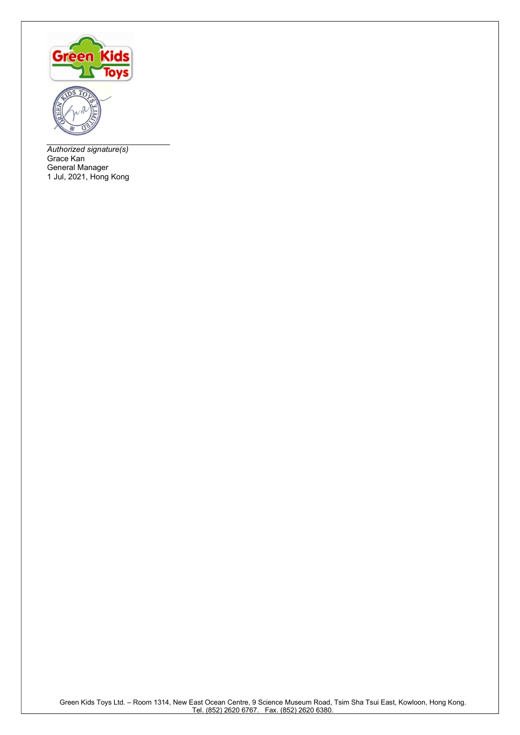*Authorized signature(s)*
Grace Kan
General Manager
1 Jul, 2021, Hong Kong

Green Kids Toys Ltd. – Room 1314, New East Ocean Centre, 9 Science Museum Road, Tsim Sha Tsui East, Kowloon, Hong Kong.
Tel. (852) 2620 6767. Fax. (852) 2620 6380.